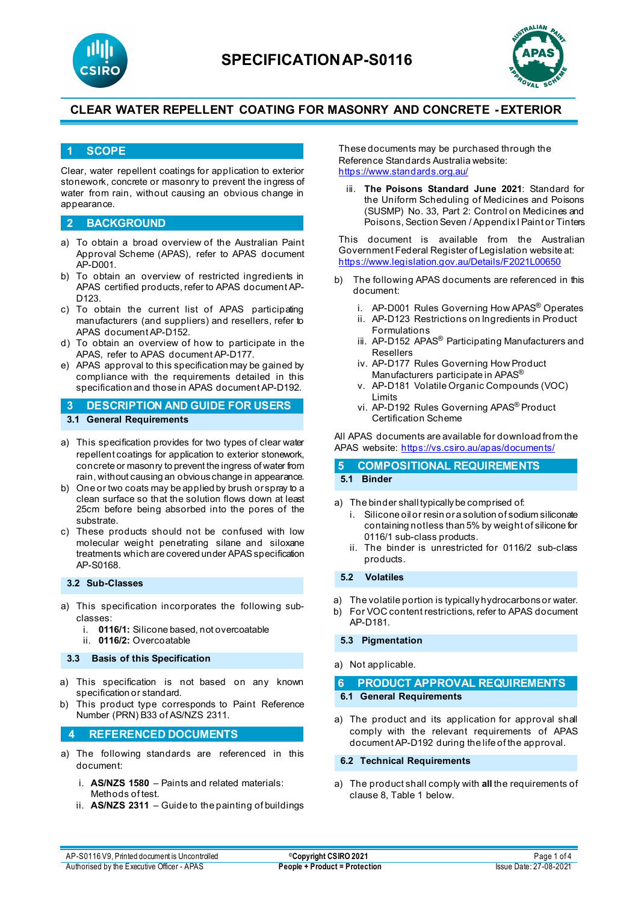# SPECIFICATION AP-S0116

## CLEAR WATER REPELLENT COATING FOR MASONRY AND CONCRETE - EXTERIOR

## 1 SCOPE

Clear, water repellent coatings for application to exterior stonework, concrete or masonry to prevent the ingress of water from rain, without causing an obvious change in appearance.

## 2 BACKGROUND

a) To obtain a broad overview of the Australian Paint Approval Scheme (APAS), refer to APAS document AP-D001.
b) To obtain an overview of restricted ingredients in APAS certified products, refer to APAS document AP-D123.
c) To obtain the current list of APAS participating manufacturers (and suppliers) and resellers, refer to APAS document AP-D152.
d) To obtain an overview of how to participate in the APAS, refer to APAS document AP-D177.
e) APAS approval to this specification may be gained by compliance with the requirements detailed in this specification and those in APAS document AP-D192.

## 3 DESCRIPTION AND GUIDE FOR USERS

### 3.1 General Requirements

a) This specification provides for two types of clear water repellent coatings for application to exterior stonework, concrete or masonry to prevent the ingress of water from rain, without causing an obvious change in appearance.
b) One or two coats may be applied by brush or spray to a clean surface so that the solution flows down at least 25cm before being absorbed into the pores of the substrate.
c) These products should not be confused with low molecular weight penetrating silane and siloxane treatments which are covered under APAS specification AP-S0168.

### 3.2 Sub-Classes

a) This specification incorporates the following sub-classes:
   i. **0116/1:** Silicone based, not overcoatable
   ii. **0116/2:** Overcoatable

### 3.3 Basis of this Specification

a) This specification is not based on any known specification or standard.
b) This product type corresponds to Paint Reference Number (PRN) B33 of AS/NZS 2311.

## 4 REFERENCED DOCUMENTS

a) The following standards are referenced in this document:

   i. **AS/NZS 1580** – Paints and related materials: Methods of test.
   ii. **AS/NZS 2311** – Guide to the painting of buildings

These documents may be purchased through the Reference Standards Australia website: https://www.standards.org.au/

   iii. **The Poisons Standard June 2021**: Standard for the Uniform Scheduling of Medicines and Poisons (SUSMP) No. 33, Part 2: Control on Medicines and Poisons, Section Seven / Appendix I Paint or Tinters

This document is available from the Australian Government Federal Register of Legislation website at: https://www.legislation.gov.au/Details/F2021L00650

b) The following APAS documents are referenced in this document:

   i. AP-D001 Rules Governing How APAS® Operates
   ii. AP-D123 Restrictions on Ingredients in Product Formulations
   iii. AP-D152 APAS® Participating Manufacturers and Resellers
   iv. AP-D177 Rules Governing How Product Manufacturers participate in APAS®
   v. AP-D181 Volatile Organic Compounds (VOC) Limits
   vi. AP-D192 Rules Governing APAS® Product Certification Scheme

All APAS documents are available for download from the APAS website: https://vs.csiro.au/apas/documents/

## 5 COMPOSITIONAL REQUIREMENTS

### 5.1 Binder

a) The binder shall typically be comprised of:
   i. Silicone oil or resin or a solution of sodium siliconate containing not less than 5% by weight of silicone for 0116/1 sub-class products.
   ii. The binder is unrestricted for 0116/2 sub-class products.

### 5.2 Volatiles

a) The volatile portion is typically hydrocarbons or water.
b) For VOC content restrictions, refer to APAS document AP-D181.

### 5.3 Pigmentation

a) Not applicable.

## 6 PRODUCT APPROVAL REQUIREMENTS

### 6.1 General Requirements

a) The product and its application for approval shall comply with the relevant requirements of APAS document AP-D192 during the life of the approval.

### 6.2 Technical Requirements

a) The product shall comply with **all** the requirements of clause 8, Table 1 below.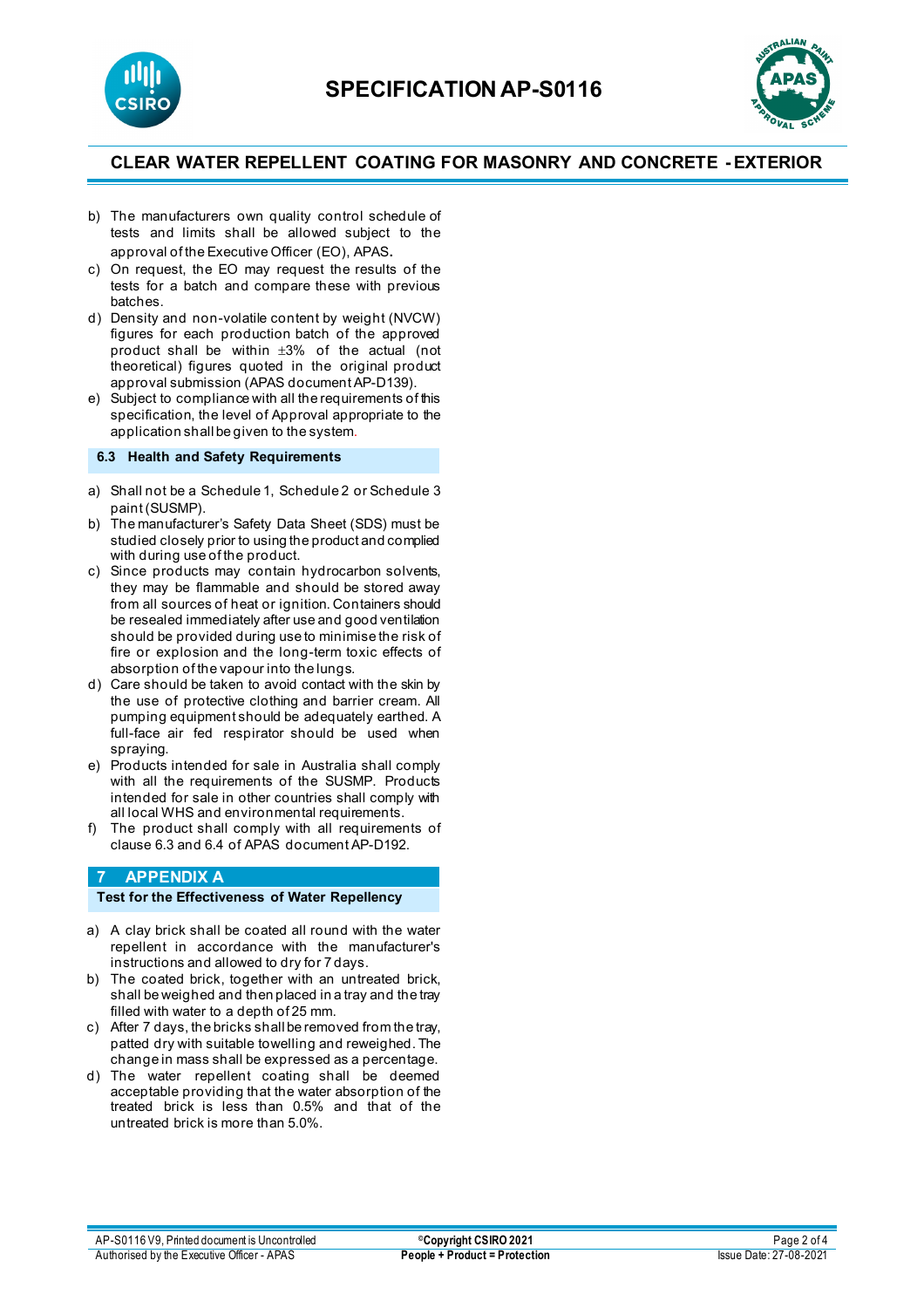b) The manufacturers own quality control schedule of tests and limits shall be allowed subject to the approval of the Executive Officer (EO), APAS.
c) On request, the EO may request the results of the tests for a batch and compare these with previous batches.
d) Density and non-volatile content by weight (NVCW) figures for each production batch of the approved product shall be within ±3% of the actual (not theoretical) figures quoted in the original product approval submission (APAS document AP-D139).
e) Subject to compliance with all the requirements of this specification, the level of Approval appropriate to the application shall be given to the system.

### 6.3 Health and Safety Requirements

a) Shall not be a Schedule 1, Schedule 2 or Schedule 3 paint (SUSMP).
b) The manufacturer's Safety Data Sheet (SDS) must be studied closely prior to using the product and complied with during use of the product.
c) Since products may contain hydrocarbon solvents, they may be flammable and should be stored away from all sources of heat or ignition. Containers should be resealed immediately after use and good ventilation should be provided during use to minimise the risk of fire or explosion and the long-term toxic effects of absorption of the vapour into the lungs.
d) Care should be taken to avoid contact with the skin by the use of protective clothing and barrier cream. All pumping equipment should be adequately earthed. A full-face air fed respirator should be used when spraying.
e) Products intended for sale in Australia shall comply with all the requirements of the SUSMP. Products intended for sale in other countries shall comply with all local WHS and environmental requirements.
f) The product shall comply with all requirements of clause 6.3 and 6.4 of APAS document AP-D192.

## 7 APPENDIX A

### Test for the Effectiveness of Water Repellency

a) A clay brick shall be coated all round with the water repellent in accordance with the manufacturer's instructions and allowed to dry for 7 days.
b) The coated brick, together with an untreated brick, shall be weighed and then placed in a tray and the tray filled with water to a depth of 25 mm.
c) After 7 days, the bricks shall be removed from the tray, patted dry with suitable towelling and reweighed. The change in mass shall be expressed as a percentage.
d) The water repellent coating shall be deemed acceptable providing that the water absorption of the treated brick is less than 0.5% and that of the untreated brick is more than 5.0%.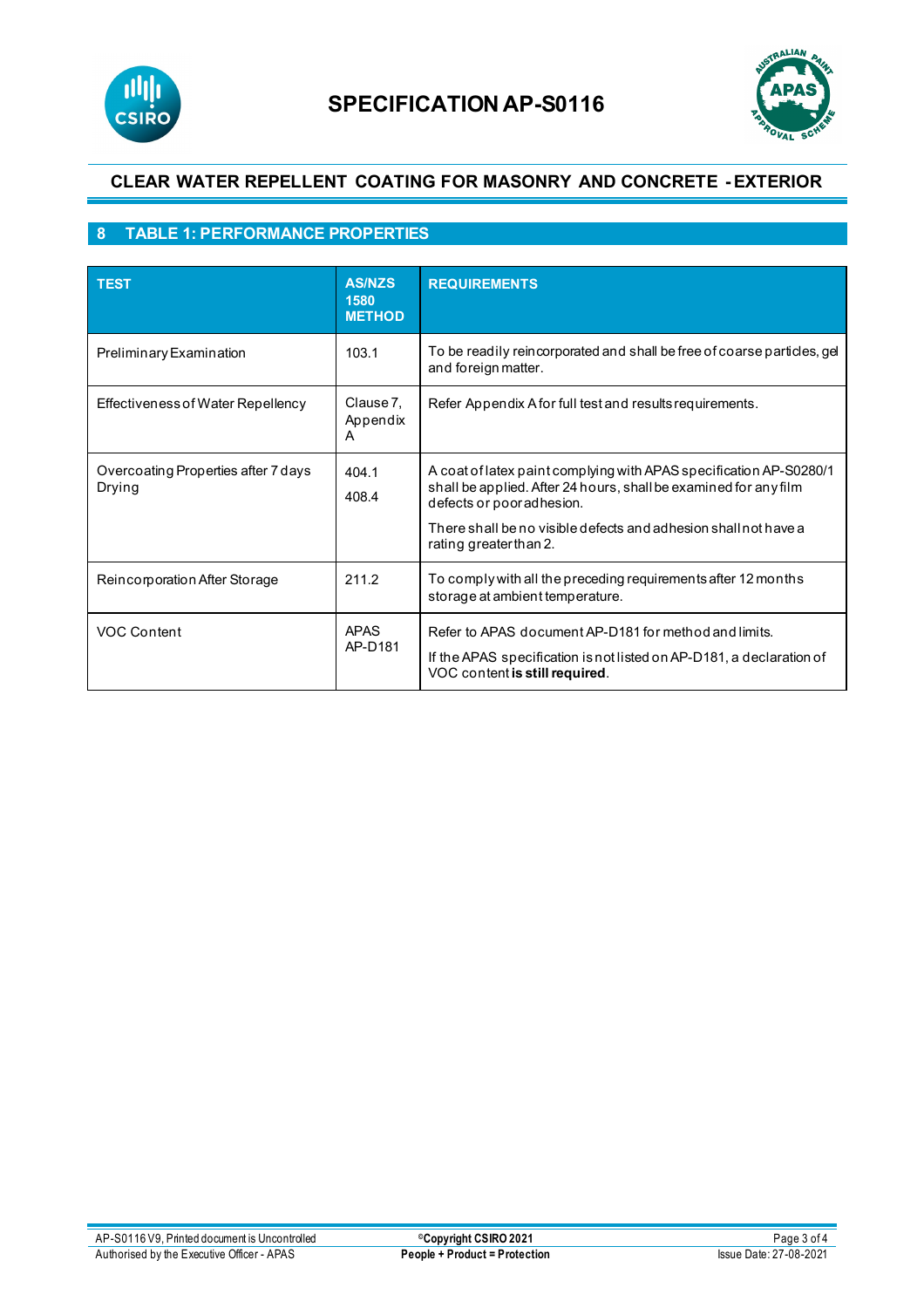## 8 TABLE 1: PERFORMANCE PROPERTIES

| TEST | AS/NZS 1580 METHOD | REQUIREMENTS |
|---|---|---|
| Preliminary Examination | 103.1 | To be readily reincorporated and shall be free of coarse particles, gel and foreign matter. |
| Effectiveness of Water Repellency | Clause 7, Appendix A | Refer Appendix A for full test and results requirements. |
| Overcoating Properties after 7 days Drying | 404.1<br>408.4 | A coat of latex paint complying with APAS specification AP-S0280/1 shall be applied. After 24 hours, shall be examined for any film defects or poor adhesion.<br>There shall be no visible defects and adhesion shall not have a rating greater than 2. |
| Reincorporation After Storage | 211.2 | To comply with all the preceding requirements after 12 months storage at ambient temperature. |
| VOC Content | APAS AP-D181 | Refer to APAS document AP-D181 for method and limits.<br>If the APAS specification is not listed on AP-D181, a declaration of VOC content **is still required**. |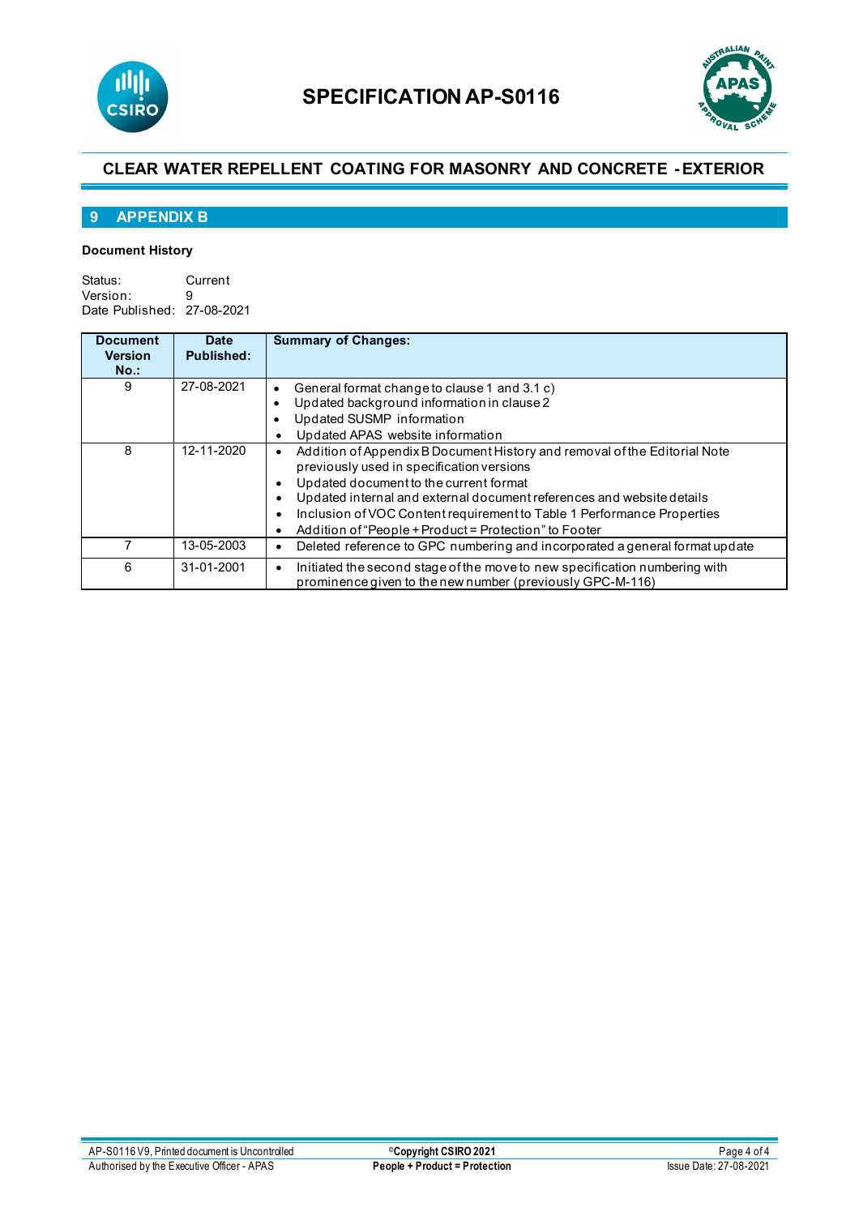# SPECIFICATION AP-S0116

## CLEAR WATER REPELLENT COATING FOR MASONRY AND CONCRETE - EXTERIOR

## 9 APPENDIX B

**Document History**

Status: Current
Version: 9
Date Published: 27-08-2021

| Document Version No.: | Date Published: | Summary of Changes: |
|---|---|---|
| 9 | 27-08-2021 | • General format change to clause 1 and 3.1 c)<br>• Updated background information in clause 2<br>• Updated SUSMP information<br>• Updated APAS website information |
| 8 | 12-11-2020 | • Addition of Appendix B Document History and removal of the Editorial Note previously used in specification versions<br>• Updated document to the current format<br>• Updated internal and external document references and website details<br>• Inclusion of VOC Content requirement to Table 1 Performance Properties<br>• Addition of "People + Product = Protection" to Footer |
| 7 | 13-05-2003 | • Deleted reference to GPC numbering and incorporated a general format update |
| 6 | 31-01-2001 | • Initiated the second stage of the move to new specification numbering with prominence given to the new number (previously GPC-M-116) |